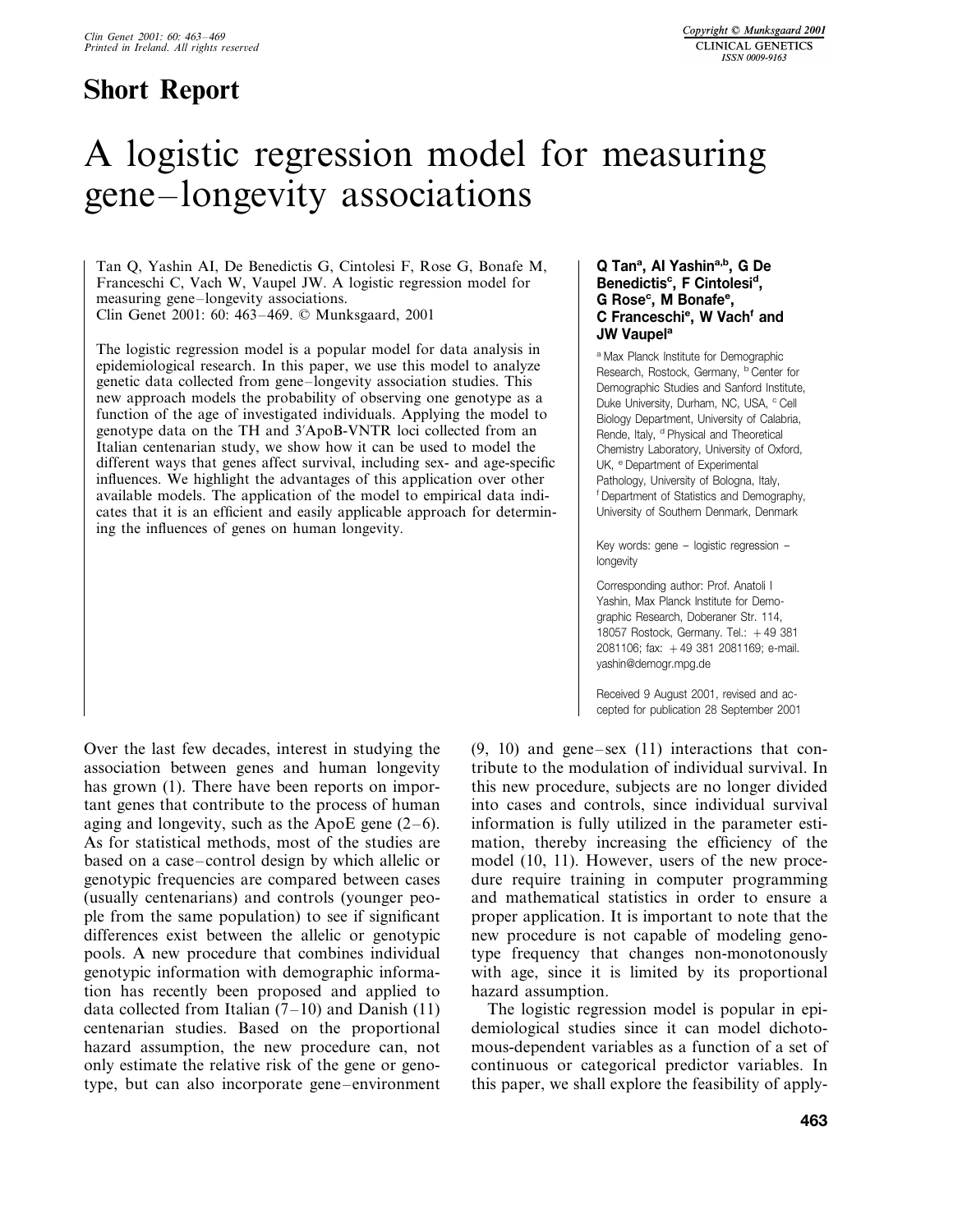**Short Report**

# A logistic regression model for measuring gene–longevity associations

Tan Q, Yashin AI, De Benedictis G, Cintolesi F, Rose G, Bonafe M, Franceschi C, Vach W, Vaupel JW. A logistic regression model for measuring gene–longevity associations.
Clin Genet 2001: 60: 463–469. © Munksgaard, 2001

The logistic regression model is a popular model for data analysis in epidemiological research. In this paper, we use this model to analyze genetic data collected from gene–longevity association studies. This new approach models the probability of observing one genotype as a function of the age of investigated individuals. Applying the model to genotype data on the TH and 3′ApoB-VNTR loci collected from an Italian centenarian study, we show how it can be used to model the different ways that genes affect survival, including sex- and age-specific influences. We highlight the advantages of this application over other available models. The application of the model to empirical data indicates that it is an efficient and easily applicable approach for determining the influences of genes on human longevity.

**Q Tan[a], AI Yashin[a,b], G De Benedictis[c], F Cintolesi[d], G Rose[c], M Bonafe[e], C Franceschi[e], W Vach[f] and JW Vaupel[a]**

[a] Max Planck Institute for Demographic Research, Rostock, Germany, [b] Center for Demographic Studies and Sanford Institute, Duke University, Durham, NC, USA, [c] Cell Biology Department, University of Calabria, Rende, Italy, [d] Physical and Theoretical Chemistry Laboratory, University of Oxford, UK, [e] Department of Experimental Pathology, University of Bologna, Italy, [f] Department of Statistics and Demography, University of Southern Denmark, Denmark

Key words: gene – logistic regression – longevity

Corresponding author: Prof. Anatoli I Yashin, Max Planck Institute for Demographic Research, Doberaner Str. 114, 18057 Rostock, Germany. Tel.: +49 381 2081106; fax: +49 381 2081169; e-mail. yashin@demogr.mpg.de

Received 9 August 2001, revised and accepted for publication 28 September 2001

Over the last few decades, interest in studying the association between genes and human longevity has grown (1). There have been reports on important genes that contribute to the process of human aging and longevity, such as the ApoE gene (2–6). As for statistical methods, most of the studies are based on a case–control design by which allelic or genotypic frequencies are compared between cases (usually centenarians) and controls (younger people from the same population) to see if significant differences exist between the allelic or genotypic pools. A new procedure that combines individual genotypic information with demographic information has recently been proposed and applied to data collected from Italian (7–10) and Danish (11) centenarian studies. Based on the proportional hazard assumption, the new procedure can, not only estimate the relative risk of the gene or genotype, but can also incorporate gene–environment (9, 10) and gene–sex (11) interactions that contribute to the modulation of individual survival. In this new procedure, subjects are no longer divided into cases and controls, since individual survival information is fully utilized in the parameter estimation, thereby increasing the efficiency of the model (10, 11). However, users of the new procedure require training in computer programming and mathematical statistics in order to ensure a proper application. It is important to note that the new procedure is not capable of modeling genotype frequency that changes non-monotonously with age, since it is limited by its proportional hazard assumption.

The logistic regression model is popular in epidemiological studies since it can model dichotomous-dependent variables as a function of a set of continuous or categorical predictor variables. In this paper, we shall explore the feasibility of apply-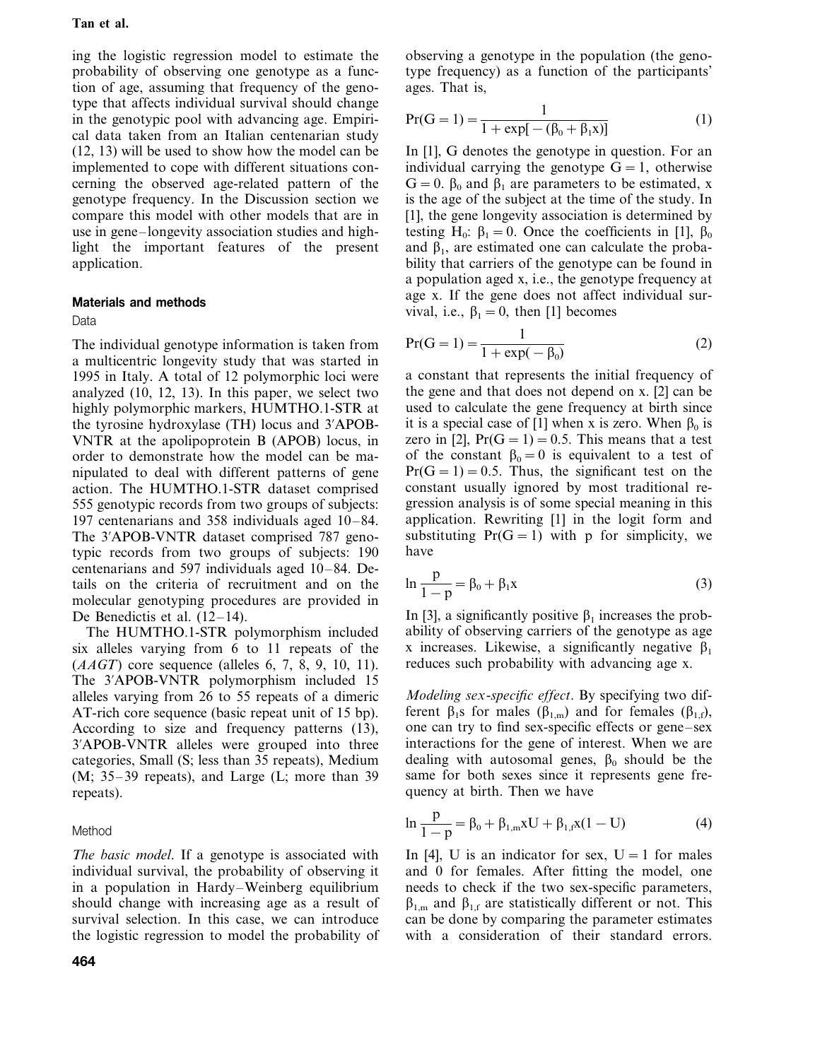ing the logistic regression model to estimate the probability of observing one genotype as a function of age, assuming that frequency of the genotype that affects individual survival should change in the genotypic pool with advancing age. Empirical data taken from an Italian centenarian study (12, 13) will be used to show how the model can be implemented to cope with different situations concerning the observed age-related pattern of the genotype frequency. In the Discussion section we compare this model with other models that are in use in gene–longevity association studies and highlight the important features of the present application.

## Materials and methods

### Data

The individual genotype information is taken from a multicentric longevity study that was started in 1995 in Italy. A total of 12 polymorphic loci were analyzed (10, 12, 13). In this paper, we select two highly polymorphic markers, HUMTHO.1-STR at the tyrosine hydroxylase (TH) locus and 3′APOB-VNTR at the apolipoprotein B (APOB) locus, in order to demonstrate how the model can be manipulated to deal with different patterns of gene action. The HUMTHO.1-STR dataset comprised 555 genotypic records from two groups of subjects: 197 centenarians and 358 individuals aged 10–84. The 3′APOB-VNTR dataset comprised 787 genotypic records from two groups of subjects: 190 centenarians and 597 individuals aged 10–84. Details on the criteria of recruitment and on the molecular genotyping procedures are provided in De Benedictis et al. (12–14).

The HUMTHO.1-STR polymorphism included six alleles varying from 6 to 11 repeats of the (*AAGT*) core sequence (alleles 6, 7, 8, 9, 10, 11). The 3′APOB-VNTR polymorphism included 15 alleles varying from 26 to 55 repeats of a dimeric AT-rich core sequence (basic repeat unit of 15 bp). According to size and frequency patterns (13), 3′APOB-VNTR alleles were grouped into three categories, Small (S; less than 35 repeats), Medium (M; 35–39 repeats), and Large (L; more than 39 repeats).

### Method

*The basic model*. If a genotype is associated with individual survival, the probability of observing it in a population in Hardy–Weinberg equilibrium should change with increasing age as a result of survival selection. In this case, we can introduce the logistic regression to model the probability of observing a genotype in the population (the genotype frequency) as a function of the participants' ages. That is,

$$\Pr(G = 1) = \frac{1}{1 + \exp[-(\beta_0 + \beta_1 x)]} \tag{1}$$

In [1], G denotes the genotype in question. For an individual carrying the genotype $G = 1$, otherwise $G = 0$. $\beta_0$ and $\beta_1$ are parameters to be estimated, x is the age of the subject at the time of the study. In [1], the gene longevity association is determined by testing $H_0$: $\beta_1 = 0$. Once the coefficients in [1], $\beta_0$ and $\beta_1$, are estimated one can calculate the probability that carriers of the genotype can be found in a population aged x, i.e., the genotype frequency at age x. If the gene does not affect individual survival, i.e., $\beta_1 = 0$, then [1] becomes

$$\Pr(G = 1) = \frac{1}{1 + \exp(-\beta_0)} \tag{2}$$

a constant that represents the initial frequency of the gene and that does not depend on x. [2] can be used to calculate the gene frequency at birth since it is a special case of [1] when x is zero. When $\beta_0$ is zero in [2], $\Pr(G = 1) = 0.5$. This means that a test of the constant $\beta_0 = 0$ is equivalent to a test of $\Pr(G = 1) = 0.5$. Thus, the significant test on the constant usually ignored by most traditional regression analysis is of some special meaning in this application. Rewriting [1] in the logit form and substituting $\Pr(G = 1)$ with p for simplicity, we have

$$\ln \frac{p}{1 - p} = \beta_0 + \beta_1 x \tag{3}$$

In [3], a significantly positive $\beta_1$ increases the probability of observing carriers of the genotype as age x increases. Likewise, a significantly negative $\beta_1$ reduces such probability with advancing age x.

*Modeling sex-specific effect*. By specifying two different $\beta_1$s for males ($\beta_{1,m}$) and for females ($\beta_{1,f}$), one can try to find sex-specific effects or gene–sex interactions for the gene of interest. When we are dealing with autosomal genes, $\beta_0$ should be the same for both sexes since it represents gene frequency at birth. Then we have

$$\ln \frac{p}{1 - p} = \beta_0 + \beta_{1,m} x U + \beta_{1,f} x (1 - U) \tag{4}$$

In [4], U is an indicator for sex, $U = 1$ for males and 0 for females. After fitting the model, one needs to check if the two sex-specific parameters, $\beta_{1,m}$ and $\beta_{1,f}$ are statistically different or not. This can be done by comparing the parameter estimates with a consideration of their standard errors.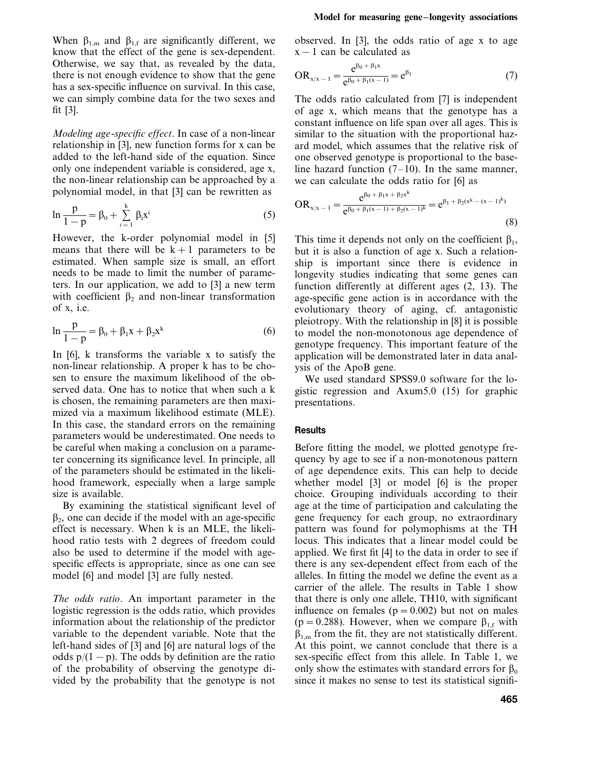When $\beta_{1,m}$ and $\beta_{1,f}$ are significantly different, we know that the effect of the gene is sex-dependent. Otherwise, we say that, as revealed by the data, there is not enough evidence to show that the gene has a sex-specific influence on survival. In this case, we can simply combine data for the two sexes and fit [3].

*Modeling age-specific effect*. In case of a non-linear relationship in [3], new function forms for x can be added to the left-hand side of the equation. Since only one independent variable is considered, age x, the non-linear relationship can be approached by a polynomial model, in that [3] can be rewritten as

$$\ln \frac{p}{1-p} = \beta_0 + \sum_{i=1}^{k} \beta_i x^i \qquad (5)$$

However, the k-order polynomial model in [5] means that there will be $k+1$ parameters to be estimated. When sample size is small, an effort needs to be made to limit the number of parameters. In our application, we add to [3] a new term with coefficient $\beta_2$ and non-linear transformation of x, i.e.

$$\ln \frac{p}{1-p} = \beta_0 + \beta_1 x + \beta_2 x^k \qquad (6)$$

In [6], k transforms the variable x to satisfy the non-linear relationship. A proper k has to be chosen to ensure the maximum likelihood of the observed data. One has to notice that when such a k is chosen, the remaining parameters are then maximized via a maximum likelihood estimate (MLE). In this case, the standard errors on the remaining parameters would be underestimated. One needs to be careful when making a conclusion on a parameter concerning its significance level. In principle, all of the parameters should be estimated in the likelihood framework, especially when a large sample size is available.

By examining the statistical significant level of $\beta_2$, one can decide if the model with an age-specific effect is necessary. When k is an MLE, the likelihood ratio tests with 2 degrees of freedom could also be used to determine if the model with age-specific effects is appropriate, since as one can see model [6] and model [3] are fully nested.

*The odds ratio*. An important parameter in the logistic regression is the odds ratio, which provides information about the relationship of the predictor variable to the dependent variable. Note that the left-hand sides of [3] and [6] are natural logs of the odds $p/(1-p)$. The odds by definition are the ratio of the probability of observing the genotype divided by the probability that the genotype is not observed. In [3], the odds ratio of age x to age $x-1$ can be calculated as

$$OR_{x/x-1} = \frac{e^{\beta_0 + \beta_1 x}}{e^{\beta_0 + \beta_1 (x-1)}} = e^{\beta_1} \qquad (7)$$

The odds ratio calculated from [7] is independent of age x, which means that the genotype has a constant influence on life span over all ages. This is similar to the situation with the proportional hazard model, which assumes that the relative risk of one observed genotype is proportional to the baseline hazard function (7–10). In the same manner, we can calculate the odds ratio for [6] as

$$OR_{x/x-1} = \frac{e^{\beta_0 + \beta_1 x + \beta_2 x^k}}{e^{\beta_0 + \beta_1 (x-1) + \beta_2 (x-1)^k}} = e^{\beta_1 + \beta_2 (x^k - (x-1)^k)} \qquad (8)$$

This time it depends not only on the coefficient $\beta_1$, but it is also a function of age x. Such a relationship is important since there is evidence in longevity studies indicating that some genes can function differently at different ages (2, 13). The age-specific gene action is in accordance with the evolutionary theory of aging, cf. antagonistic pleiotropy. With the relationship in [8] it is possible to model the non-monotonous age dependence of genotype frequency. This important feature of the application will be demonstrated later in data analysis of the ApoB gene.

We used standard SPSS9.0 software for the logistic regression and Axum5.0 (15) for graphic presentations.

## Results

Before fitting the model, we plotted genotype frequency by age to see if a non-monotonous pattern of age dependence exits. This can help to decide whether model [3] or model [6] is the proper choice. Grouping individuals according to their age at the time of participation and calculating the gene frequency for each group, no extraordinary pattern was found for polymophisms at the TH locus. This indicates that a linear model could be applied. We first fit [4] to the data in order to see if there is any sex-dependent effect from each of the alleles. In fitting the model we define the event as a carrier of the allele. The results in Table 1 show that there is only one allele, TH10, with significant influence on females ($p = 0.002$) but not on males ($p = 0.288$). However, when we compare $\beta_{1,f}$ with $\beta_{1,m}$ from the fit, they are not statistically different. At this point, we cannot conclude that there is a sex-specific effect from this allele. In Table 1, we only show the estimates with standard errors for $\beta_0$ since it makes no sense to test its statistical signifi-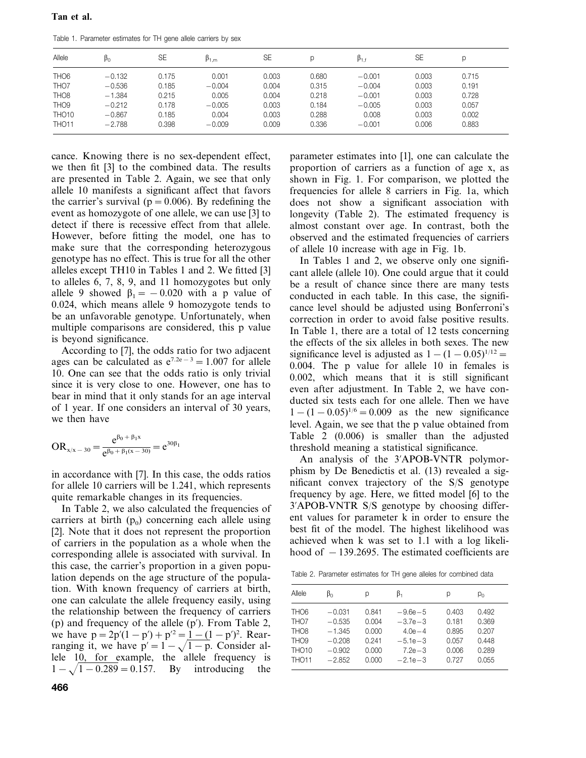Table 1. Parameter estimates for TH gene allele carriers by sex

| Allele | $\beta_0$ | SE | $\beta_{1,m}$ | SE | p | $\beta_{1,f}$ | SE | p |
|---|---|---|---|---|---|---|---|---|
| THO6 | −0.132 | 0.175 | 0.001 | 0.003 | 0.680 | −0.001 | 0.003 | 0.715 |
| THO7 | −0.536 | 0.185 | −0.004 | 0.004 | 0.315 | −0.004 | 0.003 | 0.191 |
| THO8 | −1.384 | 0.215 | 0.005 | 0.004 | 0.218 | −0.001 | 0.003 | 0.728 |
| THO9 | −0.212 | 0.178 | −0.005 | 0.003 | 0.184 | −0.005 | 0.003 | 0.057 |
| THO10 | −0.867 | 0.185 | 0.004 | 0.003 | 0.288 | 0.008 | 0.003 | 0.002 |
| THO11 | −2.788 | 0.398 | −0.009 | 0.009 | 0.336 | −0.001 | 0.006 | 0.883 |

cance. Knowing there is no sex-dependent effect, we then fit [3] to the combined data. The results are presented in Table 2. Again, we see that only allele 10 manifests a significant affect that favors the carrier's survival ($p = 0.006$). By redefining the event as homozygote of one allele, we can use [3] to detect if there is recessive effect from that allele. However, before fitting the model, one has to make sure that the corresponding heterozygous genotype has no effect. This is true for all the other alleles except TH10 in Tables 1 and 2. We fitted [3] to alleles 6, 7, 8, 9, and 11 homozygotes but only allele 9 showed $\beta_1 = -0.020$ with a p value of 0.024, which means allele 9 homozygote tends to be an unfavorable genotype. Unfortunately, when multiple comparisons are considered, this p value is beyond significance.

According to [7], the odds ratio for two adjacent ages can be calculated as $e^{7.2e-3} = 1.007$ for allele 10. One can see that the odds ratio is only trivial since it is very close to one. However, one has to bear in mind that it only stands for an age interval of 1 year. If one considers an interval of 30 years, we then have

$$OR_{x/x-30} = \frac{e^{\beta_0 + \beta_1 x}}{e^{\beta_0 + \beta_1 (x-30)}} = e^{30\beta_1}$$

in accordance with [7]. In this case, the odds ratios for allele 10 carriers will be 1.241, which represents quite remarkable changes in its frequencies.

In Table 2, we also calculated the frequencies of carriers at birth ($p_0$) concerning each allele using [2]. Note that it does not represent the proportion of carriers in the population as a whole when the corresponding allele is associated with survival. In this case, the carrier's proportion in a given population depends on the age structure of the population. With known frequency of carriers at birth, one can calculate the allele frequency easily, using the relationship between the frequency of carriers (p) and frequency of the allele (p′). From Table 2, we have $p = 2p'(1-p') + p'^2 = 1-(1-p')^2$. Rearranging it, we have $p' = 1 - \sqrt{1-p}$. Consider allele 10, for example, the allele frequency is $1 - \sqrt{1-0.289} = 0.157$. By introducing the parameter estimates into [1], one can calculate the proportion of carriers as a function of age x, as shown in Fig. 1. For comparison, we plotted the frequencies for allele 8 carriers in Fig. 1a, which does not show a significant association with longevity (Table 2). The estimated frequency is almost constant over age. In contrast, both the observed and the estimated frequencies of carriers of allele 10 increase with age in Fig. 1b.

In Tables 1 and 2, we observe only one significant allele (allele 10). One could argue that it could be a result of chance since there are many tests conducted in each table. In this case, the significance level should be adjusted using Bonferroni's correction in order to avoid false positive results. In Table 1, there are a total of 12 tests concerning the effects of the six alleles in both sexes. The new significance level is adjusted as $1-(1-0.05)^{1/12} = 0.004$. The p value for allele 10 in females is 0.002, which means that it is still significant even after adjustment. In Table 2, we have conducted six tests each for one allele. Then we have $1-(1-0.05)^{1/6} = 0.009$ as the new significance level. Again, we see that the p value obtained from Table 2 (0.006) is smaller than the adjusted threshold meaning a statistical significance.

An analysis of the 3′APOB-VNTR polymorphism by De Benedictis et al. (13) revealed a significant convex trajectory of the S/S genotype frequency by age. Here, we fitted model [6] to the 3′APOB-VNTR S/S genotype by choosing different values for parameter k in order to ensure the best fit of the model. The highest likelihood was achieved when k was set to 1.1 with a log likelihood of −139.2695. The estimated coefficients are

Table 2. Parameter estimates for TH gene alleles for combined data

| Allele | $\beta_0$ | p | $\beta_1$ | p | $p_0$ |
|---|---|---|---|---|---|
| THO6 | −0.031 | 0.841 | −9.6e−5 | 0.403 | 0.492 |
| THO7 | −0.535 | 0.004 | −3.7e−3 | 0.181 | 0.369 |
| THO8 | −1.345 | 0.000 | 4.0e−4 | 0.895 | 0.207 |
| THO9 | −0.208 | 0.241 | −5.1e−3 | 0.057 | 0.448 |
| THO10 | −0.902 | 0.000 | 7.2e−3 | 0.006 | 0.289 |
| THO11 | −2.852 | 0.000 | −2.1e−3 | 0.727 | 0.055 |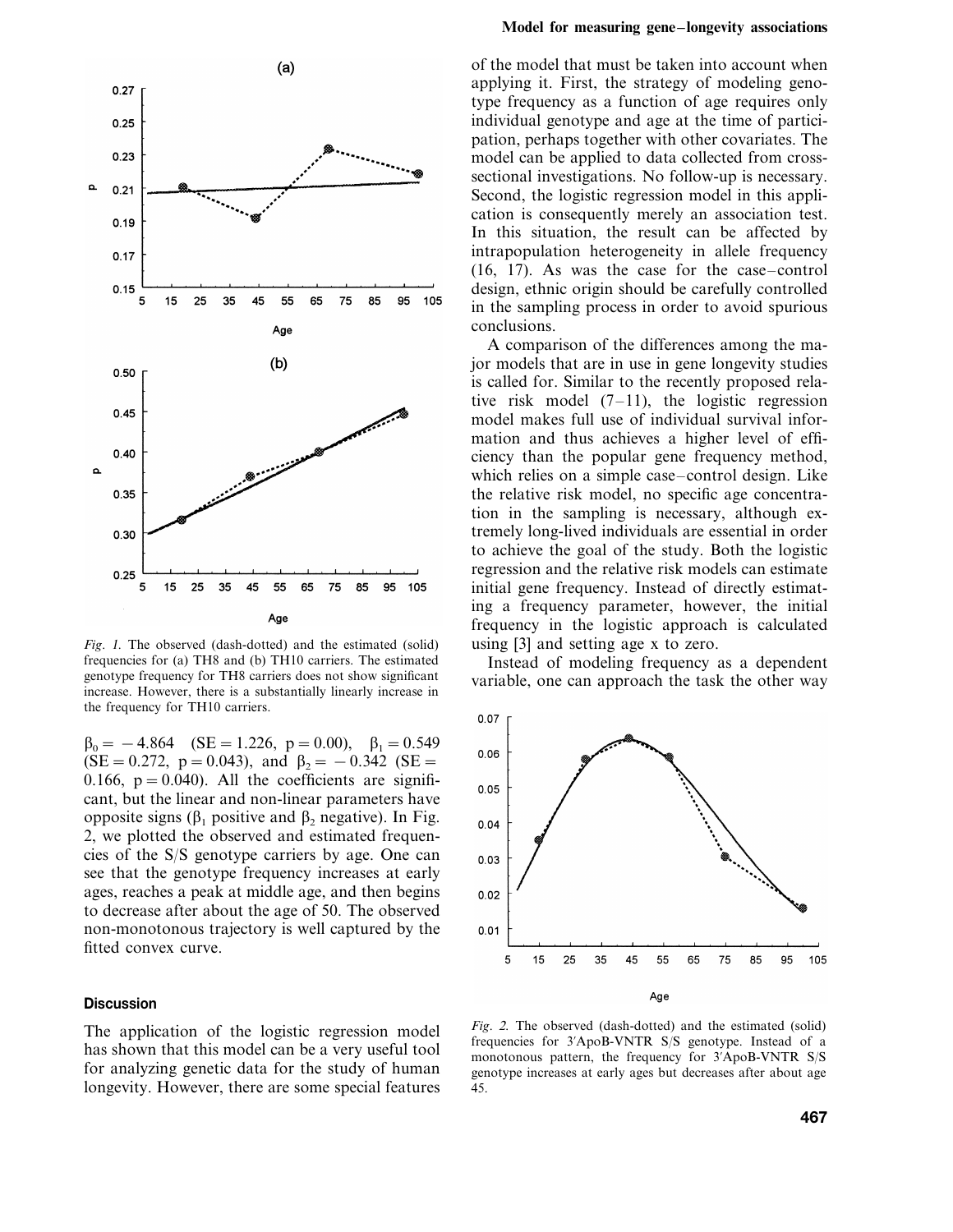*Fig. 1.* The observed (dash-dotted) and the estimated (solid) frequencies for (a) TH8 and (b) TH10 carriers. The estimated genotype frequency for TH8 carriers does not show significant increase. However, there is a substantially linearly increase in the frequency for TH10 carriers.

$\beta_0 = -4.864$ (SE = 1.226, p = 0.00), $\beta_1 = 0.549$ (SE = 0.272, p = 0.043), and $\beta_2 = -0.342$ (SE = 0.166, p = 0.040). All the coefficients are significant, but the linear and non-linear parameters have opposite signs ($\beta_1$ positive and $\beta_2$ negative). In Fig. 2, we plotted the observed and estimated frequencies of the S/S genotype carriers by age. One can see that the genotype frequency increases at early ages, reaches a peak at middle age, and then begins to decrease after about the age of 50. The observed non-monotonous trajectory is well captured by the fitted convex curve.

## Discussion

The application of the logistic regression model has shown that this model can be a very useful tool for analyzing genetic data for the study of human longevity. However, there are some special features of the model that must be taken into account when applying it. First, the strategy of modeling genotype frequency as a function of age requires only individual genotype and age at the time of participation, perhaps together with other covariates. The model can be applied to data collected from cross-sectional investigations. No follow-up is necessary. Second, the logistic regression model in this application is consequently merely an association test. In this situation, the result can be affected by intrapopulation heterogeneity in allele frequency (16, 17). As was the case for the case–control design, ethnic origin should be carefully controlled in the sampling process in order to avoid spurious conclusions.

A comparison of the differences among the major models that are in use in gene longevity studies is called for. Similar to the recently proposed relative risk model (7–11), the logistic regression model makes full use of individual survival information and thus achieves a higher level of efficiency than the popular gene frequency method, which relies on a simple case–control design. Like the relative risk model, no specific age concentration in the sampling is necessary, although extremely long-lived individuals are essential in order to achieve the goal of the study. Both the logistic regression and the relative risk models can estimate initial gene frequency. Instead of directly estimating a frequency parameter, however, the initial frequency in the logistic approach is calculated using [3] and setting age x to zero.

Instead of modeling frequency as a dependent variable, one can approach the task the other way

*Fig. 2.* The observed (dash-dotted) and the estimated (solid) frequencies for 3′ApoB-VNTR S/S genotype. Instead of a monotonous pattern, the frequency for 3′ApoB-VNTR S/S genotype increases at early ages but decreases after about age 45.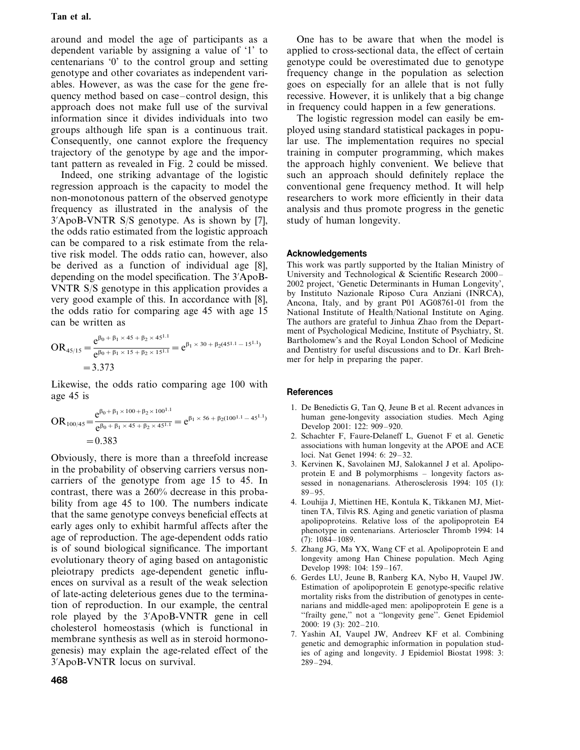around and model the age of participants as a dependent variable by assigning a value of '1' to centenarians '0' to the control group and setting genotype and other covariates as independent variables. However, as was the case for the gene frequency method based on case–control design, this approach does not make full use of the survival information since it divides individuals into two groups although life span is a continuous trait. Consequently, one cannot explore the frequency trajectory of the genotype by age and the important pattern as revealed in Fig. 2 could be missed.

Indeed, one striking advantage of the logistic regression approach is the capacity to model the non-monotonous pattern of the observed genotype frequency as illustrated in the analysis of the 3′ApoB-VNTR S/S genotype. As is shown by [7], the odds ratio estimated from the logistic approach can be compared to a risk estimate from the relative risk model. The odds ratio can, however, also be derived as a function of individual age [8], depending on the model specification. The 3′ApoB-VNTR S/S genotype in this application provides a very good example of this. In accordance with [8], the odds ratio for comparing age 45 with age 15 can be written as

$$\mathrm{OR}_{45/15} = \frac{e^{\beta_0 + \beta_1 \times 45 + \beta_2 \times 45^{1.1}}}{e^{\beta_0 + \beta_1 \times 15 + \beta_2 \times 15^{1.1}}} = e^{\beta_1 \times 30 + \beta_2 (45^{1.1} - 15^{1.1})} = 3.373$$

Likewise, the odds ratio comparing age 100 with age 45 is

$$\mathrm{OR}_{100/45} = \frac{e^{\beta_0 + \beta_1 \times 100 + \beta_2 \times 100^{1.1}}}{e^{\beta_0 + \beta_1 \times 45 + \beta_2 \times 45^{1.1}}} = e^{\beta_1 \times 56 + \beta_2 (100^{1.1} - 45^{1.1})} = 0.383$$

Obviously, there is more than a threefold increase in the probability of observing carriers versus non-carriers of the genotype from age 15 to 45. In contrast, there was a 260% decrease in this probability from age 45 to 100. The numbers indicate that the same genotype conveys beneficial effects at early ages only to exhibit harmful affects after the age of reproduction. The age-dependent odds ratio is of sound biological significance. The important evolutionary theory of aging based on antagonistic pleiotrapy predicts age-dependent genetic influences on survival as a result of the weak selection of late-acting deleterious genes due to the termination of reproduction. In our example, the central role played by the 3′ApoB-VNTR gene in cell cholesterol homeostasis (which is functional in membrane synthesis as well as in steroid hormonogenesis) may explain the age-related effect of the 3′ApoB-VNTR locus on survival.

One has to be aware that when the model is applied to cross-sectional data, the effect of certain genotype could be overestimated due to genotype frequency change in the population as selection goes on especially for an allele that is not fully recessive. However, it is unlikely that a big change in frequency could happen in a few generations.

The logistic regression model can easily be employed using standard statistical packages in popular use. The implementation requires no special training in computer programming, which makes the approach highly convenient. We believe that such an approach should definitely replace the conventional gene frequency method. It will help researchers to work more efficiently in their data analysis and thus promote progress in the genetic study of human longevity.

## Acknowledgements

This work was partly supported by the Italian Ministry of University and Technological & Scientific Research 2000–2002 project, 'Genetic Determinants in Human Longevity', by Instituto Nazionale Riposo Cura Anziani (INRCA), Ancona, Italy, and by grant P01 AG08761-01 from the National Institute of Health/National Institute on Aging. The authors are grateful to Jinhua Zhao from the Department of Psychological Medicine, Institute of Psychiatry, St. Bartholomew's and the Royal London School of Medicine and Dentistry for useful discussions and to Dr. Karl Brehmer for help in preparing the paper.

## References

1. De Benedictis G, Tan Q, Jeune B et al. Recent advances in human gene-longevity association studies. Mech Aging Develop 2001: 122: 909–920.
2. Schachter F, Faure-Delaneff L, Guenot F et al. Genetic associations with human longevity at the APOE and ACE loci. Nat Genet 1994: 6: 29–32.
3. Kervinen K, Savolainen MJ, Salokannel J et al. Apolipoprotein E and B polymorphisms – longevity factors assessed in nonagenarians. Atherosclerosis 1994: 105 (1): 89–95.
4. Louhija J, Miettinen HE, Kontula K, Tikkanen MJ, Miettinen TA, Tilvis RS. Aging and genetic variation of plasma apolipoproteins. Relative loss of the apolipoprotein E4 phenotype in centenarians. Arterioscler Thromb 1994: 14 (7): 1084–1089.
5. Zhang JG, Ma YX, Wang CF et al. Apolipoprotein E and longevity among Han Chinese population. Mech Aging Develop 1998: 104: 159–167.
6. Gerdes LU, Jeune B, Ranberg KA, Nybo H, Vaupel JW. Estimation of apolipoprotein E genotype-specific relative mortality risks from the distribution of genotypes in centenarians and middle-aged men: apolipoprotein E gene is a "frailty gene," not a "longevity gene". Genet Epidemiol 2000: 19 (3): 202–210.
7. Yashin AI, Vaupel JW, Andreev KF et al. Combining genetic and demographic information in population studies of aging and longevity. J Epidemiol Biostat 1998: 3: 289–294.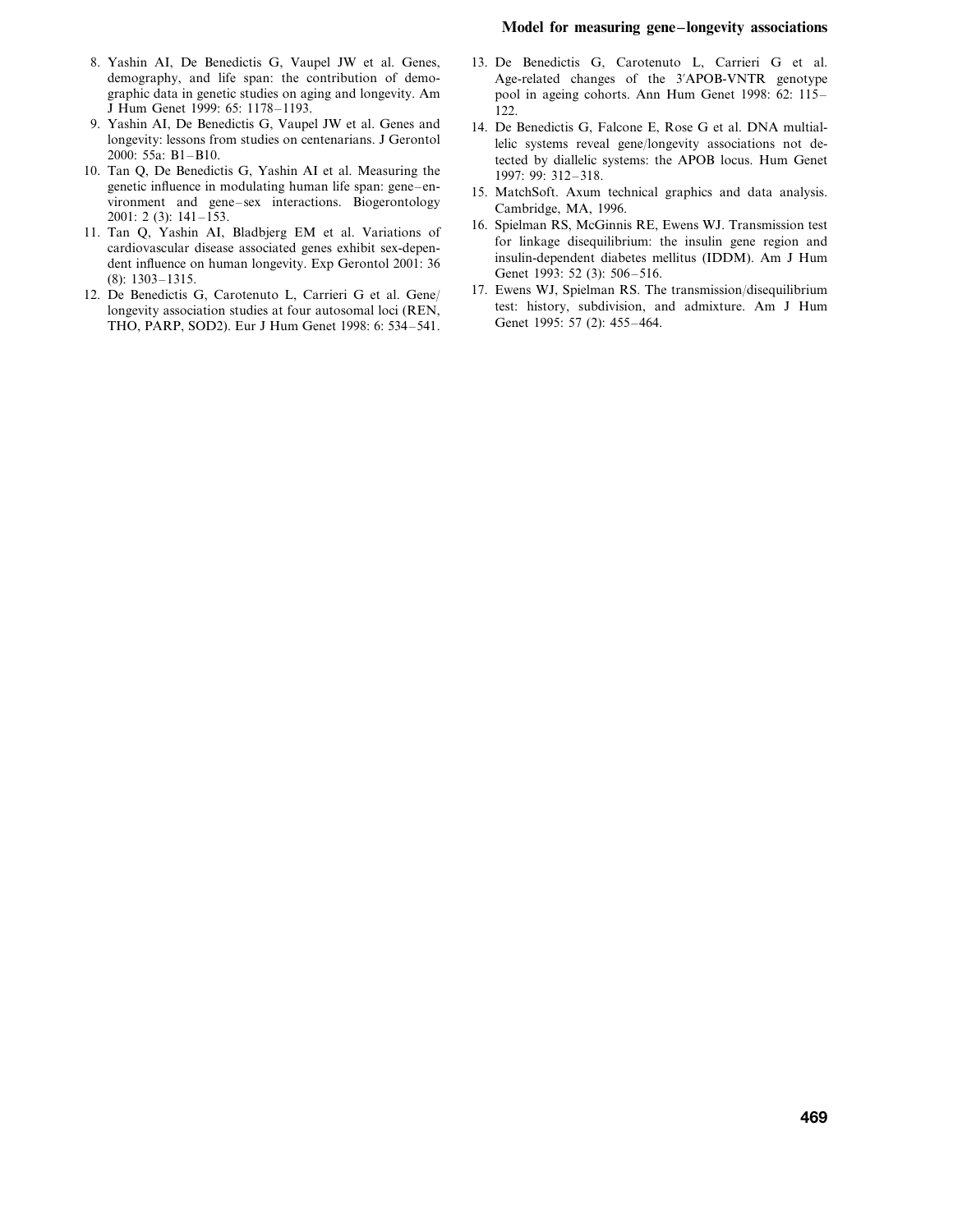8. Yashin AI, De Benedictis G, Vaupel JW et al. Genes, demography, and life span: the contribution of demographic data in genetic studies on aging and longevity. Am J Hum Genet 1999: 65: 1178–1193.
9. Yashin AI, De Benedictis G, Vaupel JW et al. Genes and longevity: lessons from studies on centenarians. J Gerontol 2000: 55a: B1–B10.
10. Tan Q, De Benedictis G, Yashin AI et al. Measuring the genetic influence in modulating human life span: gene–environment and gene–sex interactions. Biogerontology 2001: 2 (3): 141–153.
11. Tan Q, Yashin AI, Bladbjerg EM et al. Variations of cardiovascular disease associated genes exhibit sex-dependent influence on human longevity. Exp Gerontol 2001: 36 (8): 1303–1315.
12. De Benedictis G, Carotenuto L, Carrieri G et al. Gene/longevity association studies at four autosomal loci (REN, THO, PARP, SOD2). Eur J Hum Genet 1998: 6: 534–541.
13. De Benedictis G, Carotenuto L, Carrieri G et al. Age-related changes of the 3′APOB-VNTR genotype pool in ageing cohorts. Ann Hum Genet 1998: 62: 115–122.
14. De Benedictis G, Falcone E, Rose G et al. DNA multiallelic systems reveal gene/longevity associations not detected by diallelic systems: the APOB locus. Hum Genet 1997: 99: 312–318.
15. MatchSoft. Axum technical graphics and data analysis. Cambridge, MA, 1996.
16. Spielman RS, McGinnis RE, Ewens WJ. Transmission test for linkage disequilibrium: the insulin gene region and insulin-dependent diabetes mellitus (IDDM). Am J Hum Genet 1993: 52 (3): 506–516.
17. Ewens WJ, Spielman RS. The transmission/disequilibrium test: history, subdivision, and admixture. Am J Hum Genet 1995: 57 (2): 455–464.